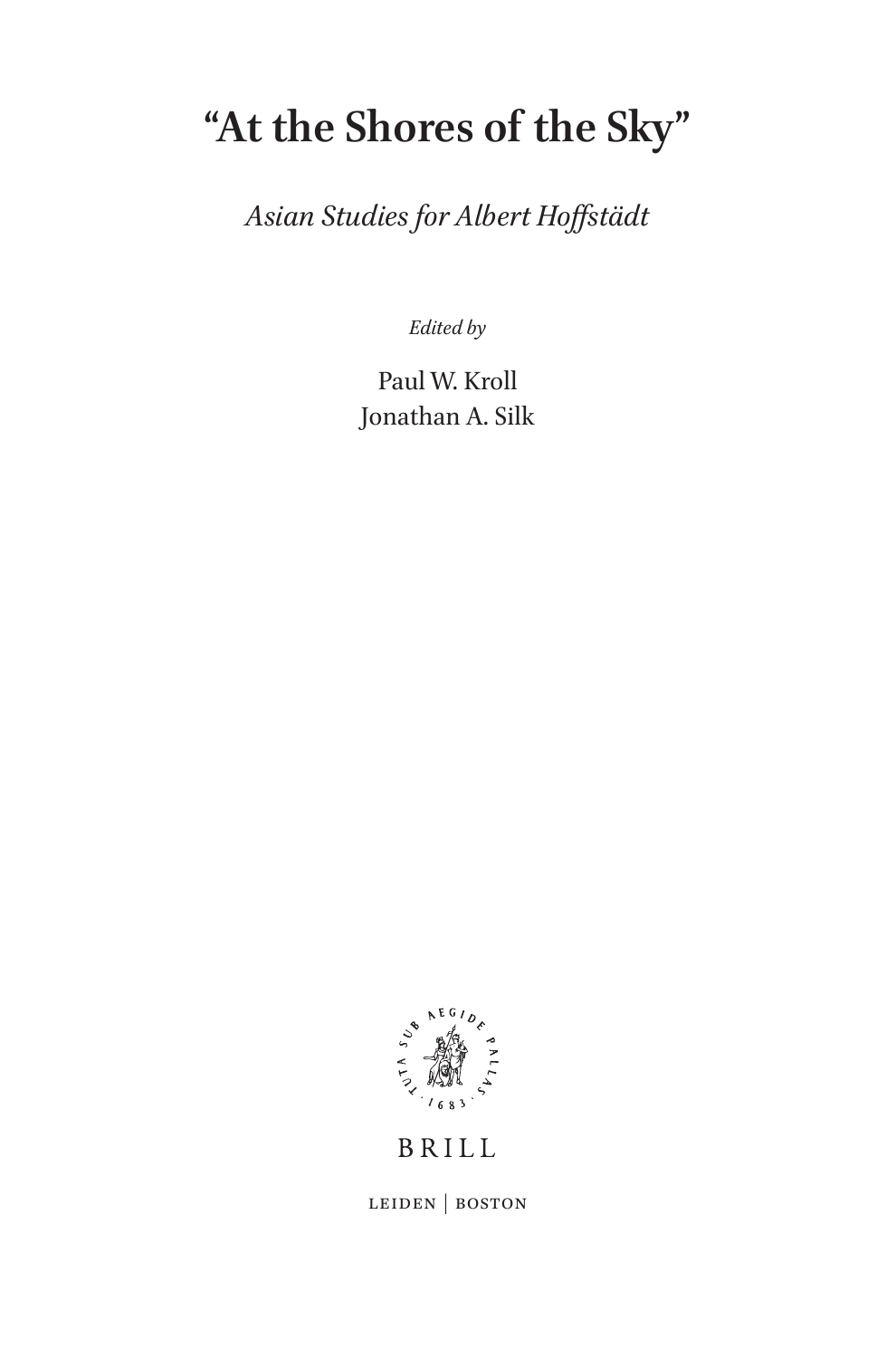# "At the Shores of the Sky"

*Asian Studies for Albert Hoffstädt*

*Edited by*

Paul W. Kroll
Jonathan A. Silk

TUTA SUB AEGIDE PALLAS · 1683 ·

BRILL

LEIDEN | BOSTON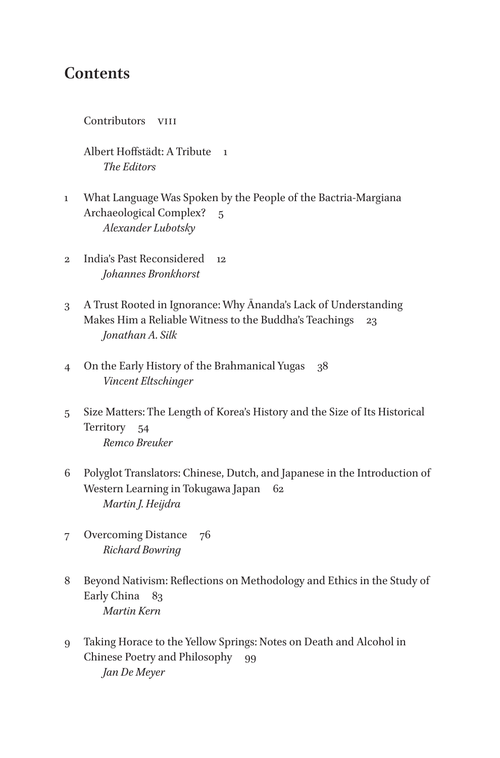# Contents

Contributors VIII

Albert Hoffstädt: A Tribute 1
*The Editors*

1 What Language Was Spoken by the People of the Bactria-Margiana Archaeological Complex? 5
*Alexander Lubotsky*

2 India's Past Reconsidered 12
*Johannes Bronkhorst*

3 A Trust Rooted in Ignorance: Why Ānanda's Lack of Understanding Makes Him a Reliable Witness to the Buddha's Teachings 23
*Jonathan A. Silk*

4 On the Early History of the Brahmanical Yugas 38
*Vincent Eltschinger*

5 Size Matters: The Length of Korea's History and the Size of Its Historical Territory 54
*Remco Breuker*

6 Polyglot Translators: Chinese, Dutch, and Japanese in the Introduction of Western Learning in Tokugawa Japan 62
*Martin J. Heijdra*

7 Overcoming Distance 76
*Richard Bowring*

8 Beyond Nativism: Reflections on Methodology and Ethics in the Study of Early China 83
*Martin Kern*

9 Taking Horace to the Yellow Springs: Notes on Death and Alcohol in Chinese Poetry and Philosophy 99
*Jan De Meyer*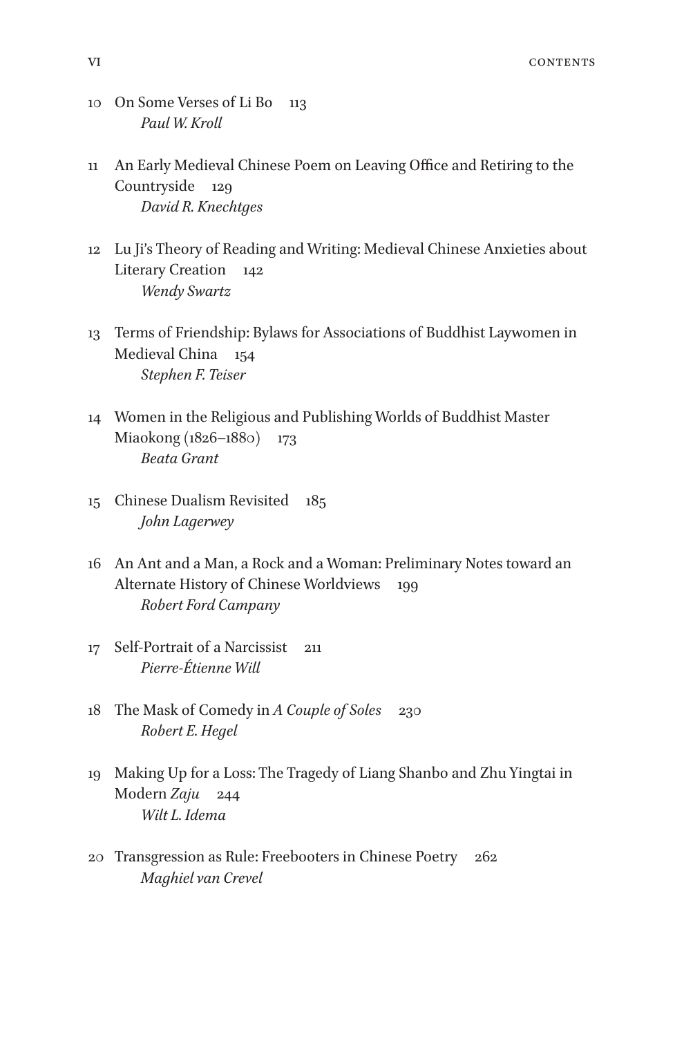10 On Some Verses of Li Bo 113
*Paul W. Kroll*

11 An Early Medieval Chinese Poem on Leaving Office and Retiring to the Countryside 129
*David R. Knechtges*

12 Lu Ji's Theory of Reading and Writing: Medieval Chinese Anxieties about Literary Creation 142
*Wendy Swartz*

13 Terms of Friendship: Bylaws for Associations of Buddhist Laywomen in Medieval China 154
*Stephen F. Teiser*

14 Women in the Religious and Publishing Worlds of Buddhist Master Miaokong (1826–1880) 173
*Beata Grant*

15 Chinese Dualism Revisited 185
*John Lagerwey*

16 An Ant and a Man, a Rock and a Woman: Preliminary Notes toward an Alternate History of Chinese Worldviews 199
*Robert Ford Campany*

17 Self-Portrait of a Narcissist 211
*Pierre-Étienne Will*

18 The Mask of Comedy in *A Couple of Soles* 230
*Robert E. Hegel*

19 Making Up for a Loss: The Tragedy of Liang Shanbo and Zhu Yingtai in Modern *Zaju* 244
*Wilt L. Idema*

20 Transgression as Rule: Freebooters in Chinese Poetry 262
*Maghiel van Crevel*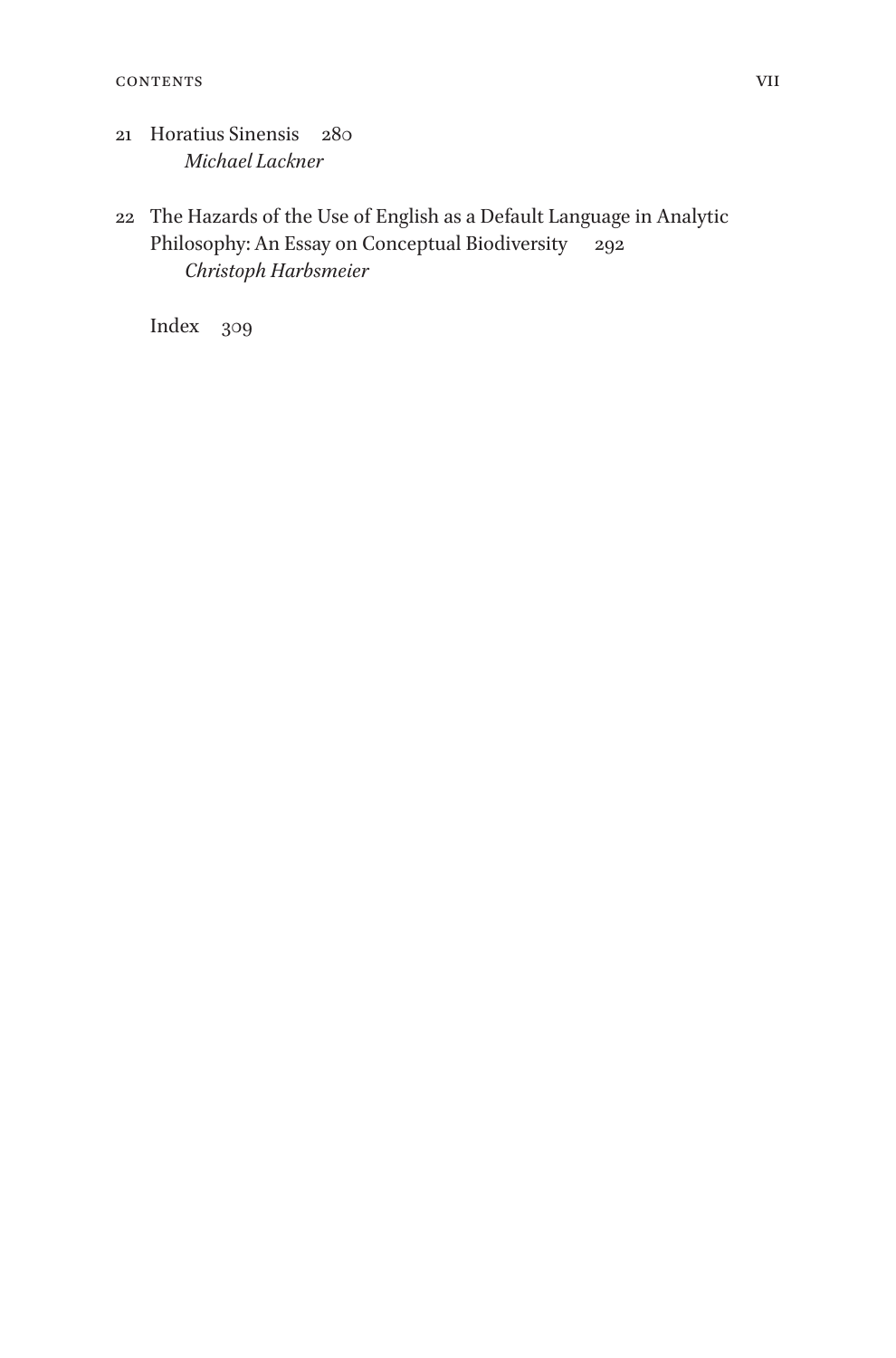21 Horatius Sinensis 280
*Michael Lackner*

22 The Hazards of the Use of English as a Default Language in Analytic Philosophy: An Essay on Conceptual Biodiversity 292
*Christoph Harbsmeier*

Index 309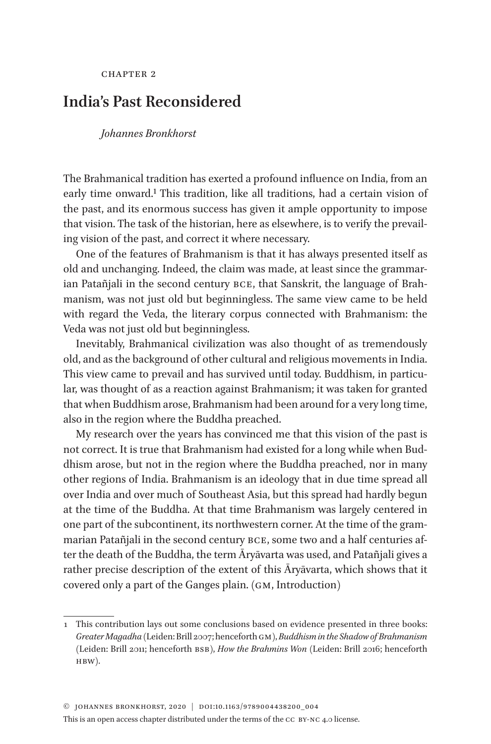CHAPTER 2

# India's Past Reconsidered

*Johannes Bronkhorst*

The Brahmanical tradition has exerted a profound influence on India, from an early time onward.[1] This tradition, like all traditions, had a certain vision of the past, and its enormous success has given it ample opportunity to impose that vision. The task of the historian, here as elsewhere, is to verify the prevailing vision of the past, and correct it where necessary.

One of the features of Brahmanism is that it has always presented itself as old and unchanging. Indeed, the claim was made, at least since the grammarian Patañjali in the second century BCE, that Sanskrit, the language of Brahmanism, was not just old but beginningless. The same view came to be held with regard the Veda, the literary corpus connected with Brahmanism: the Veda was not just old but beginningless.

Inevitably, Brahmanical civilization was also thought of as tremendously old, and as the background of other cultural and religious movements in India. This view came to prevail and has survived until today. Buddhism, in particular, was thought of as a reaction against Brahmanism; it was taken for granted that when Buddhism arose, Brahmanism had been around for a very long time, also in the region where the Buddha preached.

My research over the years has convinced me that this vision of the past is not correct. It is true that Brahmanism had existed for a long while when Buddhism arose, but not in the region where the Buddha preached, nor in many other regions of India. Brahmanism is an ideology that in due time spread all over India and over much of Southeast Asia, but this spread had hardly begun at the time of the Buddha. At that time Brahmanism was largely centered in one part of the subcontinent, its northwestern corner. At the time of the grammarian Patañjali in the second century BCE, some two and a half centuries after the death of the Buddha, the term Āryāvarta was used, and Patañjali gives a rather precise description of the extent of this Āryāvarta, which shows that it covered only a part of the Ganges plain. (GM, Introduction)

---

1 This contribution lays out some conclusions based on evidence presented in three books: *Greater Magadha* (Leiden: Brill 2007; henceforth GM), *Buddhism in the Shadow of Brahmanism* (Leiden: Brill 2011; henceforth BSB), *How the Brahmins Won* (Leiden: Brill 2016; henceforth HBW).

© JOHANNES BRONKHORST, 2020 | DOI:10.1163/9789004438200_004

This is an open access chapter distributed under the terms of the CC BY-NC 4.0 license.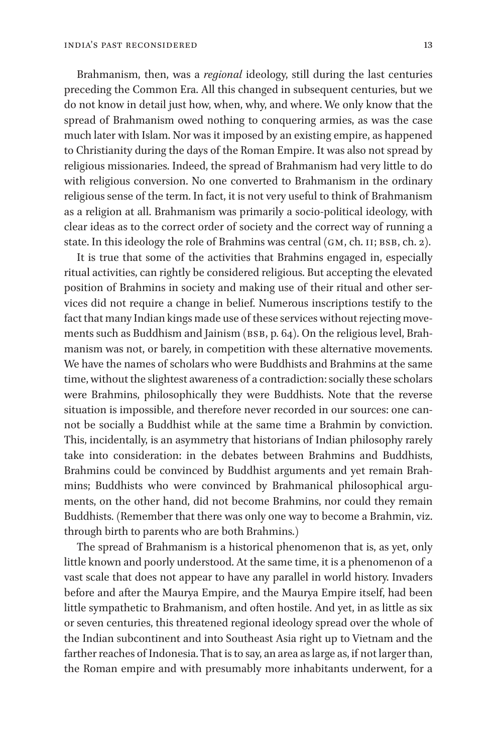Brahmanism, then, was a *regional* ideology, still during the last centuries preceding the Common Era. All this changed in subsequent centuries, but we do not know in detail just how, when, why, and where. We only know that the spread of Brahmanism owed nothing to conquering armies, as was the case much later with Islam. Nor was it imposed by an existing empire, as happened to Christianity during the days of the Roman Empire. It was also not spread by religious missionaries. Indeed, the spread of Brahmanism had very little to do with religious conversion. No one converted to Brahmanism in the ordinary religious sense of the term. In fact, it is not very useful to think of Brahmanism as a religion at all. Brahmanism was primarily a socio-political ideology, with clear ideas as to the correct order of society and the correct way of running a state. In this ideology the role of Brahmins was central (GM, ch. II; BSB, ch. 2).

It is true that some of the activities that Brahmins engaged in, especially ritual activities, can rightly be considered religious. But accepting the elevated position of Brahmins in society and making use of their ritual and other services did not require a change in belief. Numerous inscriptions testify to the fact that many Indian kings made use of these services without rejecting movements such as Buddhism and Jainism (BSB, p. 64). On the religious level, Brahmanism was not, or barely, in competition with these alternative movements. We have the names of scholars who were Buddhists and Brahmins at the same time, without the slightest awareness of a contradiction: socially these scholars were Brahmins, philosophically they were Buddhists. Note that the reverse situation is impossible, and therefore never recorded in our sources: one cannot be socially a Buddhist while at the same time a Brahmin by conviction. This, incidentally, is an asymmetry that historians of Indian philosophy rarely take into consideration: in the debates between Brahmins and Buddhists, Brahmins could be convinced by Buddhist arguments and yet remain Brahmins; Buddhists who were convinced by Brahmanical philosophical arguments, on the other hand, did not become Brahmins, nor could they remain Buddhists. (Remember that there was only one way to become a Brahmin, viz. through birth to parents who are both Brahmins.)

The spread of Brahmanism is a historical phenomenon that is, as yet, only little known and poorly understood. At the same time, it is a phenomenon of a vast scale that does not appear to have any parallel in world history. Invaders before and after the Maurya Empire, and the Maurya Empire itself, had been little sympathetic to Brahmanism, and often hostile. And yet, in as little as six or seven centuries, this threatened regional ideology spread over the whole of the Indian subcontinent and into Southeast Asia right up to Vietnam and the farther reaches of Indonesia. That is to say, an area as large as, if not larger than, the Roman empire and with presumably more inhabitants underwent, for a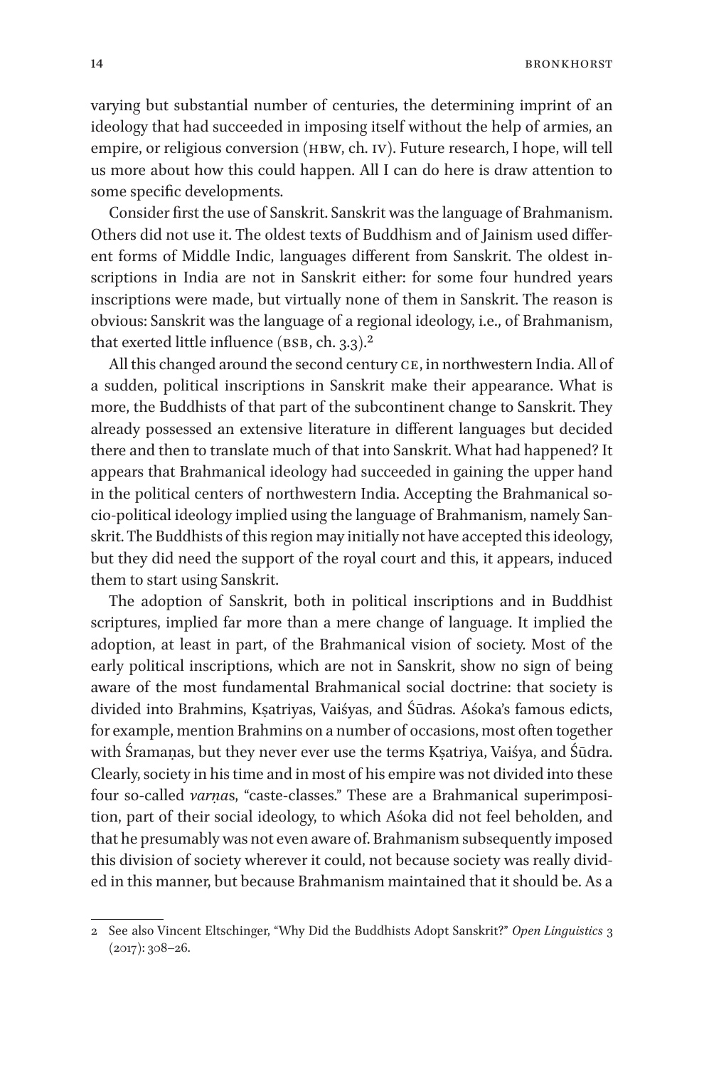varying but substantial number of centuries, the determining imprint of an ideology that had succeeded in imposing itself without the help of armies, an empire, or religious conversion (HBW, ch. IV). Future research, I hope, will tell us more about how this could happen. All I can do here is draw attention to some specific developments.

Consider first the use of Sanskrit. Sanskrit was the language of Brahmanism. Others did not use it. The oldest texts of Buddhism and of Jainism used different forms of Middle Indic, languages different from Sanskrit. The oldest inscriptions in India are not in Sanskrit either: for some four hundred years inscriptions were made, but virtually none of them in Sanskrit. The reason is obvious: Sanskrit was the language of a regional ideology, i.e., of Brahmanism, that exerted little influence (BSB, ch. 3.3).[2]

All this changed around the second century CE, in northwestern India. All of a sudden, political inscriptions in Sanskrit make their appearance. What is more, the Buddhists of that part of the subcontinent change to Sanskrit. They already possessed an extensive literature in different languages but decided there and then to translate much of that into Sanskrit. What had happened? It appears that Brahmanical ideology had succeeded in gaining the upper hand in the political centers of northwestern India. Accepting the Brahmanical socio-political ideology implied using the language of Brahmanism, namely Sanskrit. The Buddhists of this region may initially not have accepted this ideology, but they did need the support of the royal court and this, it appears, induced them to start using Sanskrit.

The adoption of Sanskrit, both in political inscriptions and in Buddhist scriptures, implied far more than a mere change of language. It implied the adoption, at least in part, of the Brahmanical vision of society. Most of the early political inscriptions, which are not in Sanskrit, show no sign of being aware of the most fundamental Brahmanical social doctrine: that society is divided into Brahmins, Kṣatriyas, Vaiśyas, and Śūdras. Aśoka's famous edicts, for example, mention Brahmins on a number of occasions, most often together with Śramaṇas, but they never ever use the terms Kṣatriya, Vaiśya, and Śūdra. Clearly, society in his time and in most of his empire was not divided into these four so-called *varṇa*s, "caste-classes." These are a Brahmanical superimposition, part of their social ideology, to which Aśoka did not feel beholden, and that he presumably was not even aware of. Brahmanism subsequently imposed this division of society wherever it could, not because society was really divided in this manner, but because Brahmanism maintained that it should be. As a

2 See also Vincent Eltschinger, "Why Did the Buddhists Adopt Sanskrit?" *Open Linguistics* 3 (2017): 308–26.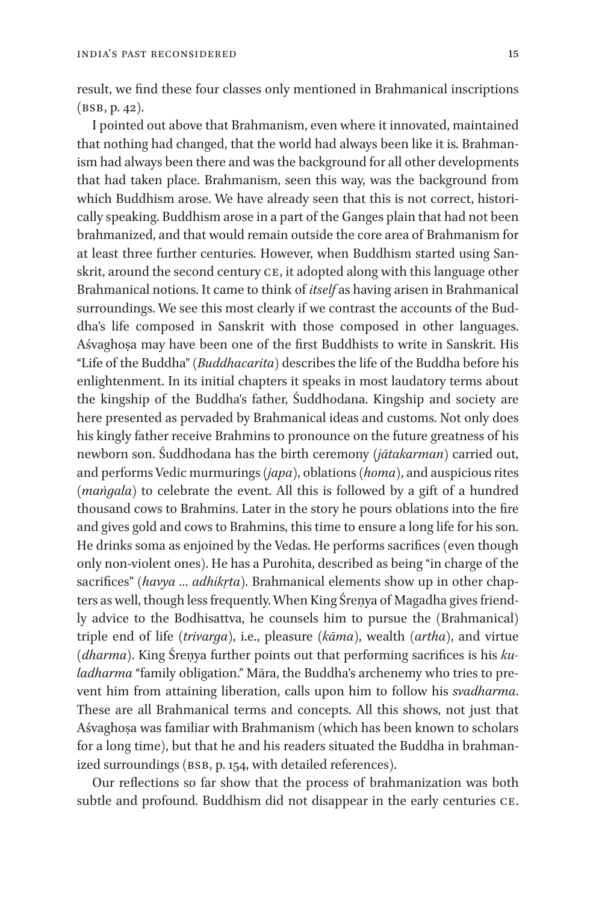result, we find these four classes only mentioned in Brahmanical inscriptions (BSB, p. 42).

I pointed out above that Brahmanism, even where it innovated, maintained that nothing had changed, that the world had always been like it is. Brahmanism had always been there and was the background for all other developments that had taken place. Brahmanism, seen this way, was the background from which Buddhism arose. We have already seen that this is not correct, historically speaking. Buddhism arose in a part of the Ganges plain that had not been brahmanized, and that would remain outside the core area of Brahmanism for at least three further centuries. However, when Buddhism started using Sanskrit, around the second century CE, it adopted along with this language other Brahmanical notions. It came to think of *itself* as having arisen in Brahmanical surroundings. We see this most clearly if we contrast the accounts of the Buddha's life composed in Sanskrit with those composed in other languages. Aśvaghoṣa may have been one of the first Buddhists to write in Sanskrit. His "Life of the Buddha" (*Buddhacarita*) describes the life of the Buddha before his enlightenment. In its initial chapters it speaks in most laudatory terms about the kingship of the Buddha's father, Śuddhodana. Kingship and society are here presented as pervaded by Brahmanical ideas and customs. Not only does his kingly father receive Brahmins to pronounce on the future greatness of his newborn son. Śuddhodana has the birth ceremony (*jātakarman*) carried out, and performs Vedic murmurings (*japa*), oblations (*homa*), and auspicious rites (*maṅgala*) to celebrate the event. All this is followed by a gift of a hundred thousand cows to Brahmins. Later in the story he pours oblations into the fire and gives gold and cows to Brahmins, this time to ensure a long life for his son. He drinks soma as enjoined by the Vedas. He performs sacrifices (even though only non-violent ones). He has a Purohita, described as being "in charge of the sacrifices" (*havya … adhikṛta*). Brahmanical elements show up in other chapters as well, though less frequently. When King Śreṇya of Magadha gives friendly advice to the Bodhisattva, he counsels him to pursue the (Brahmanical) triple end of life (*trivarga*), i.e., pleasure (*kāma*), wealth (*artha*), and virtue (*dharma*). King Śreṇya further points out that performing sacrifices is his *kuladharma* "family obligation." Māra, the Buddha's archenemy who tries to prevent him from attaining liberation, calls upon him to follow his *svadharma*. These are all Brahmanical terms and concepts. All this shows, not just that Aśvaghoṣa was familiar with Brahmanism (which has been known to scholars for a long time), but that he and his readers situated the Buddha in brahmanized surroundings (BSB, p. 154, with detailed references).

Our reflections so far show that the process of brahmanization was both subtle and profound. Buddhism did not disappear in the early centuries CE.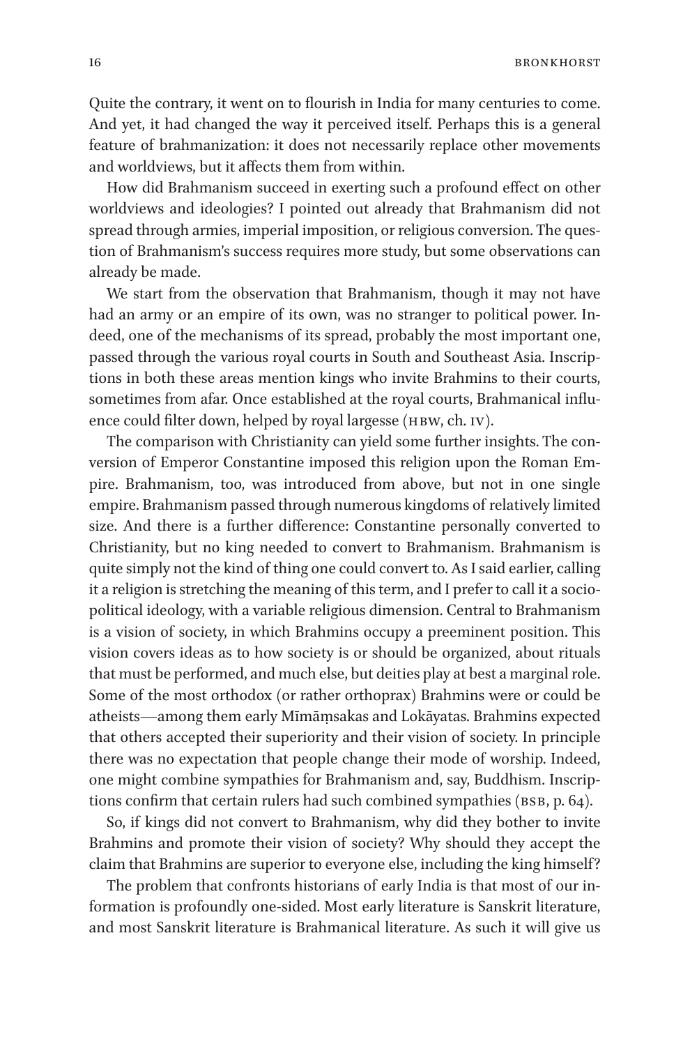Quite the contrary, it went on to flourish in India for many centuries to come. And yet, it had changed the way it perceived itself. Perhaps this is a general feature of brahmanization: it does not necessarily replace other movements and worldviews, but it affects them from within.

How did Brahmanism succeed in exerting such a profound effect on other worldviews and ideologies? I pointed out already that Brahmanism did not spread through armies, imperial imposition, or religious conversion. The question of Brahmanism's success requires more study, but some observations can already be made.

We start from the observation that Brahmanism, though it may not have had an army or an empire of its own, was no stranger to political power. Indeed, one of the mechanisms of its spread, probably the most important one, passed through the various royal courts in South and Southeast Asia. Inscriptions in both these areas mention kings who invite Brahmins to their courts, sometimes from afar. Once established at the royal courts, Brahmanical influence could filter down, helped by royal largesse (HBW, ch. IV).

The comparison with Christianity can yield some further insights. The conversion of Emperor Constantine imposed this religion upon the Roman Empire. Brahmanism, too, was introduced from above, but not in one single empire. Brahmanism passed through numerous kingdoms of relatively limited size. And there is a further difference: Constantine personally converted to Christianity, but no king needed to convert to Brahmanism. Brahmanism is quite simply not the kind of thing one could convert to. As I said earlier, calling it a religion is stretching the meaning of this term, and I prefer to call it a socio-political ideology, with a variable religious dimension. Central to Brahmanism is a vision of society, in which Brahmins occupy a preeminent position. This vision covers ideas as to how society is or should be organized, about rituals that must be performed, and much else, but deities play at best a marginal role. Some of the most orthodox (or rather orthoprax) Brahmins were or could be atheists—among them early Mīmāṃsakas and Lokāyatas. Brahmins expected that others accepted their superiority and their vision of society. In principle there was no expectation that people change their mode of worship. Indeed, one might combine sympathies for Brahmanism and, say, Buddhism. Inscriptions confirm that certain rulers had such combined sympathies (BSB, p. 64).

So, if kings did not convert to Brahmanism, why did they bother to invite Brahmins and promote their vision of society? Why should they accept the claim that Brahmins are superior to everyone else, including the king himself?

The problem that confronts historians of early India is that most of our information is profoundly one-sided. Most early literature is Sanskrit literature, and most Sanskrit literature is Brahmanical literature. As such it will give us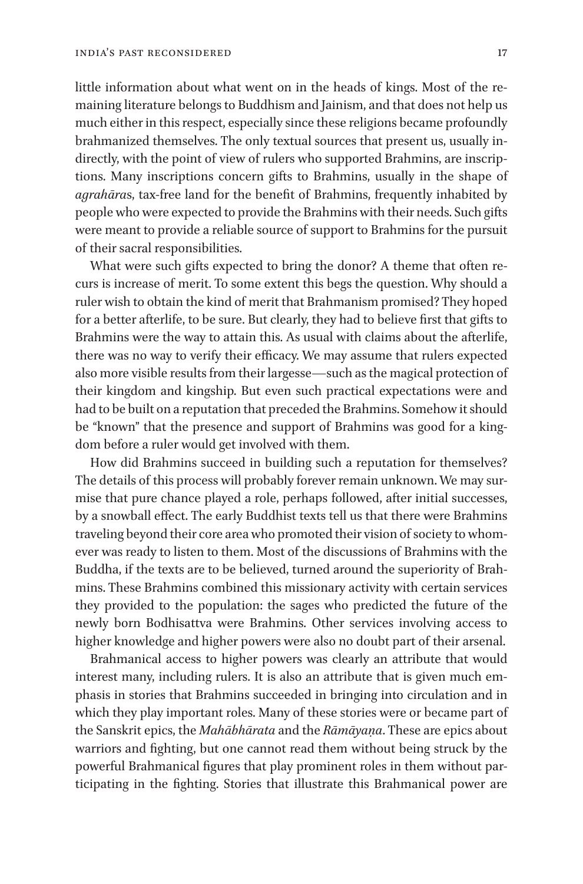little information about what went on in the heads of kings. Most of the remaining literature belongs to Buddhism and Jainism, and that does not help us much either in this respect, especially since these religions became profoundly brahmanized themselves. The only textual sources that present us, usually indirectly, with the point of view of rulers who supported Brahmins, are inscriptions. Many inscriptions concern gifts to Brahmins, usually in the shape of *agrahāra*s, tax-free land for the benefit of Brahmins, frequently inhabited by people who were expected to provide the Brahmins with their needs. Such gifts were meant to provide a reliable source of support to Brahmins for the pursuit of their sacral responsibilities.

What were such gifts expected to bring the donor? A theme that often recurs is increase of merit. To some extent this begs the question. Why should a ruler wish to obtain the kind of merit that Brahmanism promised? They hoped for a better afterlife, to be sure. But clearly, they had to believe first that gifts to Brahmins were the way to attain this. As usual with claims about the afterlife, there was no way to verify their efficacy. We may assume that rulers expected also more visible results from their largesse—such as the magical protection of their kingdom and kingship. But even such practical expectations were and had to be built on a reputation that preceded the Brahmins. Somehow it should be "known" that the presence and support of Brahmins was good for a kingdom before a ruler would get involved with them.

How did Brahmins succeed in building such a reputation for themselves? The details of this process will probably forever remain unknown. We may surmise that pure chance played a role, perhaps followed, after initial successes, by a snowball effect. The early Buddhist texts tell us that there were Brahmins traveling beyond their core area who promoted their vision of society to whomever was ready to listen to them. Most of the discussions of Brahmins with the Buddha, if the texts are to be believed, turned around the superiority of Brahmins. These Brahmins combined this missionary activity with certain services they provided to the population: the sages who predicted the future of the newly born Bodhisattva were Brahmins. Other services involving access to higher knowledge and higher powers were also no doubt part of their arsenal.

Brahmanical access to higher powers was clearly an attribute that would interest many, including rulers. It is also an attribute that is given much emphasis in stories that Brahmins succeeded in bringing into circulation and in which they play important roles. Many of these stories were or became part of the Sanskrit epics, the *Mahābhārata* and the *Rāmāyaṇa*. These are epics about warriors and fighting, but one cannot read them without being struck by the powerful Brahmanical figures that play prominent roles in them without participating in the fighting. Stories that illustrate this Brahmanical power are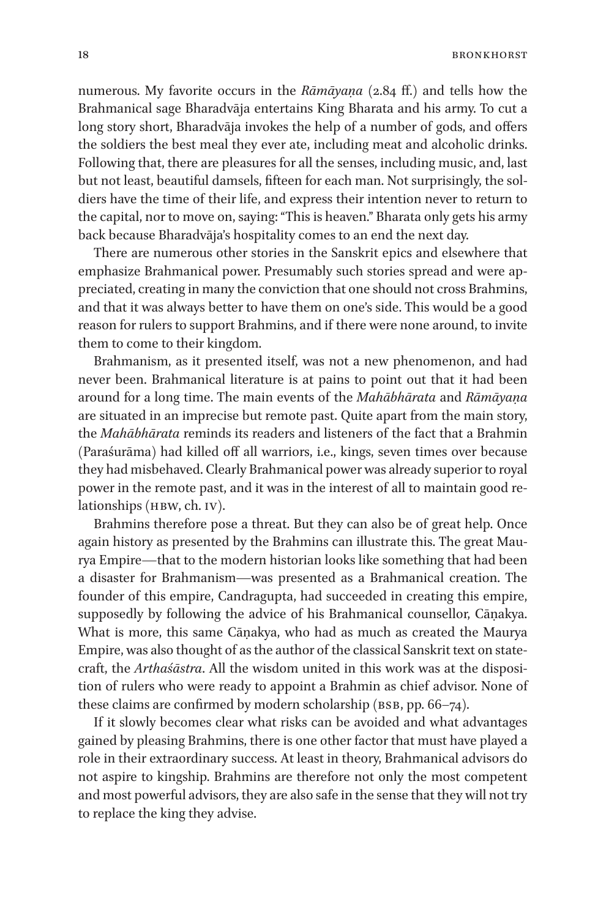numerous. My favorite occurs in the *Rāmāyaṇa* (2.84 ff.) and tells how the Brahmanical sage Bharadvāja entertains King Bharata and his army. To cut a long story short, Bharadvāja invokes the help of a number of gods, and offers the soldiers the best meal they ever ate, including meat and alcoholic drinks. Following that, there are pleasures for all the senses, including music, and, last but not least, beautiful damsels, fifteen for each man. Not surprisingly, the soldiers have the time of their life, and express their intention never to return to the capital, nor to move on, saying: "This is heaven." Bharata only gets his army back because Bharadvāja's hospitality comes to an end the next day.

There are numerous other stories in the Sanskrit epics and elsewhere that emphasize Brahmanical power. Presumably such stories spread and were appreciated, creating in many the conviction that one should not cross Brahmins, and that it was always better to have them on one's side. This would be a good reason for rulers to support Brahmins, and if there were none around, to invite them to come to their kingdom.

Brahmanism, as it presented itself, was not a new phenomenon, and had never been. Brahmanical literature is at pains to point out that it had been around for a long time. The main events of the *Mahābhārata* and *Rāmāyaṇa* are situated in an imprecise but remote past. Quite apart from the main story, the *Mahābhārata* reminds its readers and listeners of the fact that a Brahmin (Paraśurāma) had killed off all warriors, i.e., kings, seven times over because they had misbehaved. Clearly Brahmanical power was already superior to royal power in the remote past, and it was in the interest of all to maintain good relationships (HBW, ch. IV).

Brahmins therefore pose a threat. But they can also be of great help. Once again history as presented by the Brahmins can illustrate this. The great Maurya Empire—that to the modern historian looks like something that had been a disaster for Brahmanism—was presented as a Brahmanical creation. The founder of this empire, Candragupta, had succeeded in creating this empire, supposedly by following the advice of his Brahmanical counsellor, Cāṇakya. What is more, this same Cāṇakya, who had as much as created the Maurya Empire, was also thought of as the author of the classical Sanskrit text on statecraft, the *Arthaśāstra*. All the wisdom united in this work was at the disposition of rulers who were ready to appoint a Brahmin as chief advisor. None of these claims are confirmed by modern scholarship (BSB, pp. 66–74).

If it slowly becomes clear what risks can be avoided and what advantages gained by pleasing Brahmins, there is one other factor that must have played a role in their extraordinary success. At least in theory, Brahmanical advisors do not aspire to kingship. Brahmins are therefore not only the most competent and most powerful advisors, they are also safe in the sense that they will not try to replace the king they advise.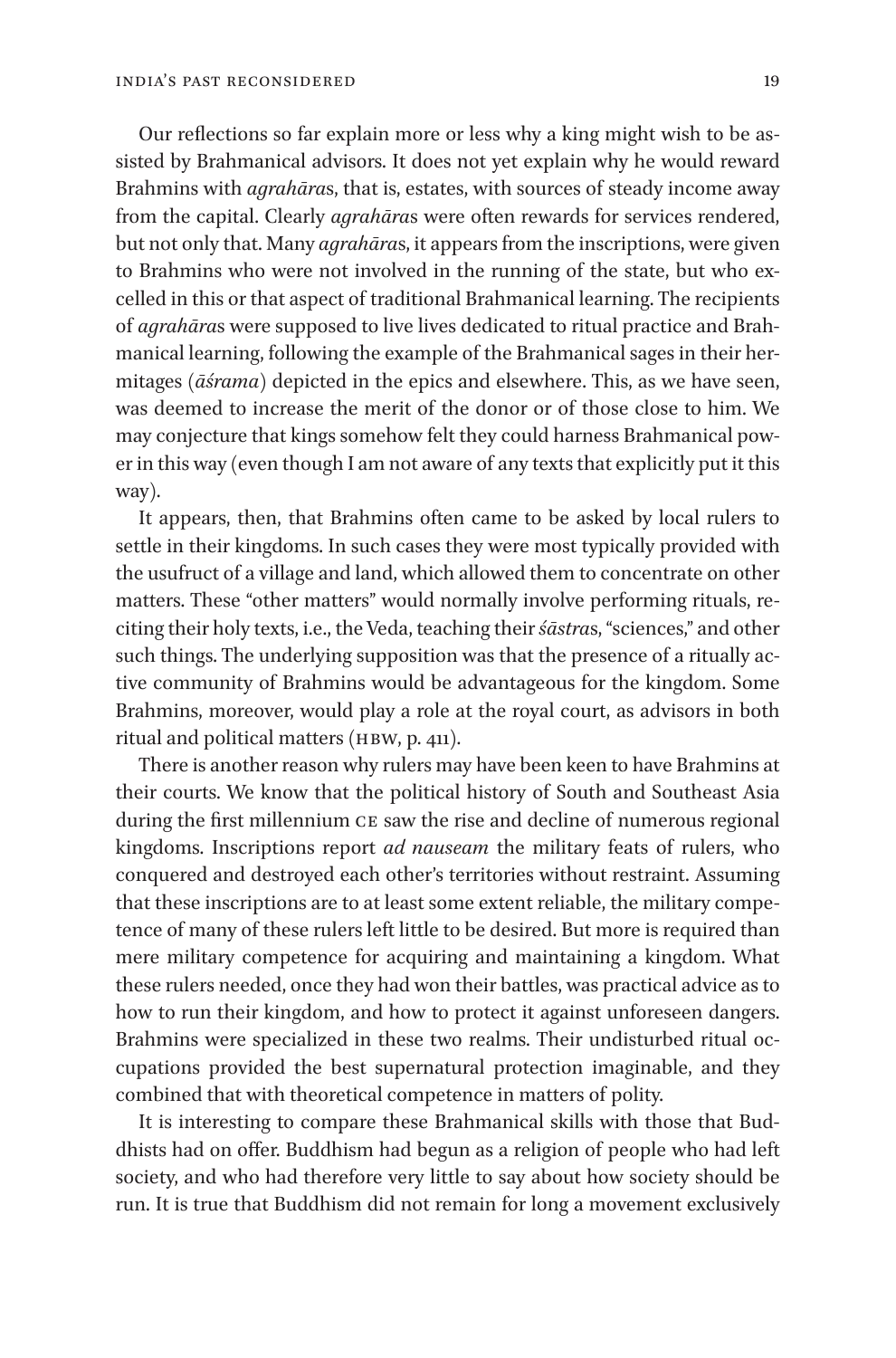Our reflections so far explain more or less why a king might wish to be assisted by Brahmanical advisors. It does not yet explain why he would reward Brahmins with *agrahāra*s, that is, estates, with sources of steady income away from the capital. Clearly *agrahāra*s were often rewards for services rendered, but not only that. Many *agrahāra*s, it appears from the inscriptions, were given to Brahmins who were not involved in the running of the state, but who excelled in this or that aspect of traditional Brahmanical learning. The recipients of *agrahāra*s were supposed to live lives dedicated to ritual practice and Brahmanical learning, following the example of the Brahmanical sages in their hermitages (*āśrama*) depicted in the epics and elsewhere. This, as we have seen, was deemed to increase the merit of the donor or of those close to him. We may conjecture that kings somehow felt they could harness Brahmanical power in this way (even though I am not aware of any texts that explicitly put it this way).

It appears, then, that Brahmins often came to be asked by local rulers to settle in their kingdoms. In such cases they were most typically provided with the usufruct of a village and land, which allowed them to concentrate on other matters. These "other matters" would normally involve performing rituals, reciting their holy texts, i.e., the Veda, teaching their *śāstra*s, "sciences," and other such things. The underlying supposition was that the presence of a ritually active community of Brahmins would be advantageous for the kingdom. Some Brahmins, moreover, would play a role at the royal court, as advisors in both ritual and political matters (HBW, p. 411).

There is another reason why rulers may have been keen to have Brahmins at their courts. We know that the political history of South and Southeast Asia during the first millennium CE saw the rise and decline of numerous regional kingdoms. Inscriptions report *ad nauseam* the military feats of rulers, who conquered and destroyed each other's territories without restraint. Assuming that these inscriptions are to at least some extent reliable, the military competence of many of these rulers left little to be desired. But more is required than mere military competence for acquiring and maintaining a kingdom. What these rulers needed, once they had won their battles, was practical advice as to how to run their kingdom, and how to protect it against unforeseen dangers. Brahmins were specialized in these two realms. Their undisturbed ritual occupations provided the best supernatural protection imaginable, and they combined that with theoretical competence in matters of polity.

It is interesting to compare these Brahmanical skills with those that Buddhists had on offer. Buddhism had begun as a religion of people who had left society, and who had therefore very little to say about how society should be run. It is true that Buddhism did not remain for long a movement exclusively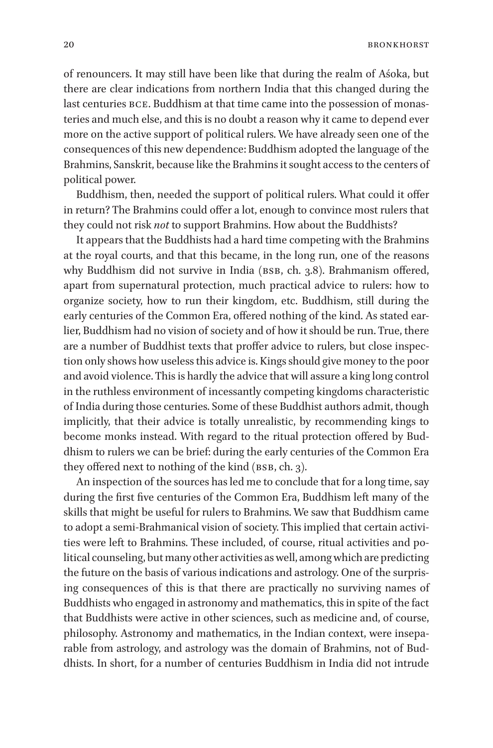of renouncers. It may still have been like that during the realm of Aśoka, but there are clear indications from northern India that this changed during the last centuries BCE. Buddhism at that time came into the possession of monasteries and much else, and this is no doubt a reason why it came to depend ever more on the active support of political rulers. We have already seen one of the consequences of this new dependence: Buddhism adopted the language of the Brahmins, Sanskrit, because like the Brahmins it sought access to the centers of political power.

Buddhism, then, needed the support of political rulers. What could it offer in return? The Brahmins could offer a lot, enough to convince most rulers that they could not risk *not* to support Brahmins. How about the Buddhists?

It appears that the Buddhists had a hard time competing with the Brahmins at the royal courts, and that this became, in the long run, one of the reasons why Buddhism did not survive in India (BSB, ch. 3.8). Brahmanism offered, apart from supernatural protection, much practical advice to rulers: how to organize society, how to run their kingdom, etc. Buddhism, still during the early centuries of the Common Era, offered nothing of the kind. As stated earlier, Buddhism had no vision of society and of how it should be run. True, there are a number of Buddhist texts that proffer advice to rulers, but close inspection only shows how useless this advice is. Kings should give money to the poor and avoid violence. This is hardly the advice that will assure a king long control in the ruthless environment of incessantly competing kingdoms characteristic of India during those centuries. Some of these Buddhist authors admit, though implicitly, that their advice is totally unrealistic, by recommending kings to become monks instead. With regard to the ritual protection offered by Buddhism to rulers we can be brief: during the early centuries of the Common Era they offered next to nothing of the kind (BSB, ch. 3).

An inspection of the sources has led me to conclude that for a long time, say during the first five centuries of the Common Era, Buddhism left many of the skills that might be useful for rulers to Brahmins. We saw that Buddhism came to adopt a semi-Brahmanical vision of society. This implied that certain activities were left to Brahmins. These included, of course, ritual activities and political counseling, but many other activities as well, among which are predicting the future on the basis of various indications and astrology. One of the surprising consequences of this is that there are practically no surviving names of Buddhists who engaged in astronomy and mathematics, this in spite of the fact that Buddhists were active in other sciences, such as medicine and, of course, philosophy. Astronomy and mathematics, in the Indian context, were inseparable from astrology, and astrology was the domain of Brahmins, not of Buddhists. In short, for a number of centuries Buddhism in India did not intrude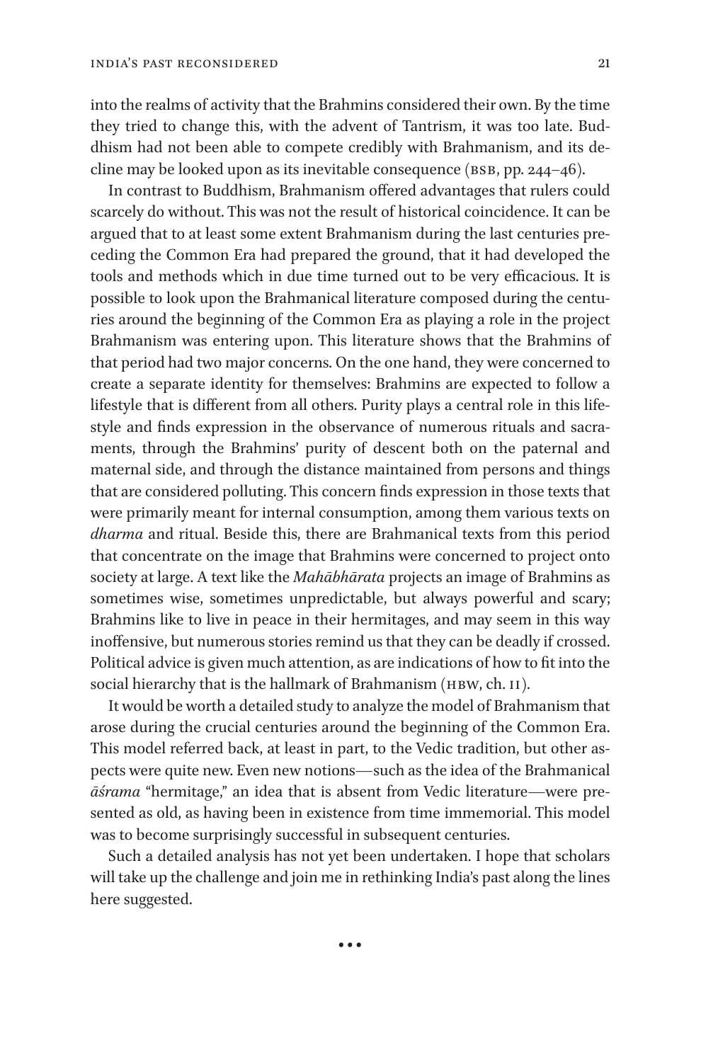into the realms of activity that the Brahmins considered their own. By the time they tried to change this, with the advent of Tantrism, it was too late. Buddhism had not been able to compete credibly with Brahmanism, and its decline may be looked upon as its inevitable consequence (BSB, pp. 244–46).

In contrast to Buddhism, Brahmanism offered advantages that rulers could scarcely do without. This was not the result of historical coincidence. It can be argued that to at least some extent Brahmanism during the last centuries preceding the Common Era had prepared the ground, that it had developed the tools and methods which in due time turned out to be very efficacious. It is possible to look upon the Brahmanical literature composed during the centuries around the beginning of the Common Era as playing a role in the project Brahmanism was entering upon. This literature shows that the Brahmins of that period had two major concerns. On the one hand, they were concerned to create a separate identity for themselves: Brahmins are expected to follow a lifestyle that is different from all others. Purity plays a central role in this lifestyle and finds expression in the observance of numerous rituals and sacraments, through the Brahmins' purity of descent both on the paternal and maternal side, and through the distance maintained from persons and things that are considered polluting. This concern finds expression in those texts that were primarily meant for internal consumption, among them various texts on *dharma* and ritual. Beside this, there are Brahmanical texts from this period that concentrate on the image that Brahmins were concerned to project onto society at large. A text like the *Mahābhārata* projects an image of Brahmins as sometimes wise, sometimes unpredictable, but always powerful and scary; Brahmins like to live in peace in their hermitages, and may seem in this way inoffensive, but numerous stories remind us that they can be deadly if crossed. Political advice is given much attention, as are indications of how to fit into the social hierarchy that is the hallmark of Brahmanism (HBW, ch. II).

It would be worth a detailed study to analyze the model of Brahmanism that arose during the crucial centuries around the beginning of the Common Era. This model referred back, at least in part, to the Vedic tradition, but other aspects were quite new. Even new notions—such as the idea of the Brahmanical *āśrama* "hermitage," an idea that is absent from Vedic literature—were presented as old, as having been in existence from time immemorial. This model was to become surprisingly successful in subsequent centuries.

Such a detailed analysis has not yet been undertaken. I hope that scholars will take up the challenge and join me in rethinking India's past along the lines here suggested.

•••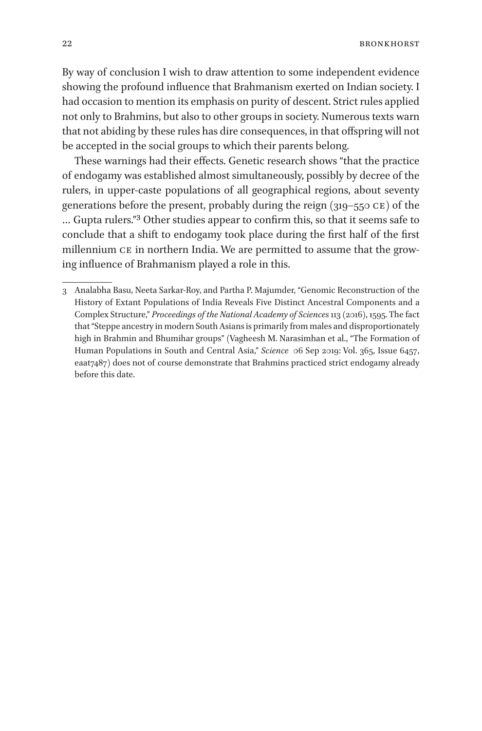By way of conclusion I wish to draw attention to some independent evidence showing the profound influence that Brahmanism exerted on Indian society. I had occasion to mention its emphasis on purity of descent. Strict rules applied not only to Brahmins, but also to other groups in society. Numerous texts warn that not abiding by these rules has dire consequences, in that offspring will not be accepted in the social groups to which their parents belong.

These warnings had their effects. Genetic research shows "that the practice of endogamy was established almost simultaneously, possibly by decree of the rulers, in upper-caste populations of all geographical regions, about seventy generations before the present, probably during the reign (319–550 CE) of the … Gupta rulers."[3] Other studies appear to confirm this, so that it seems safe to conclude that a shift to endogamy took place during the first half of the first millennium CE in northern India. We are permitted to assume that the growing influence of Brahmanism played a role in this.

---

3 Analabha Basu, Neeta Sarkar-Roy, and Partha P. Majumder, "Genomic Reconstruction of the History of Extant Populations of India Reveals Five Distinct Ancestral Components and a Complex Structure," *Proceedings of the National Academy of Sciences* 113 (2016), 1595. The fact that "Steppe ancestry in modern South Asians is primarily from males and disproportionately high in Brahmin and Bhumihar groups" (Vagheesh M. Narasimhan et al., "The Formation of Human Populations in South and Central Asia," *Science* 06 Sep 2019: Vol. 365, Issue 6457, eaat7487) does not of course demonstrate that Brahmins practiced strict endogamy already before this date.